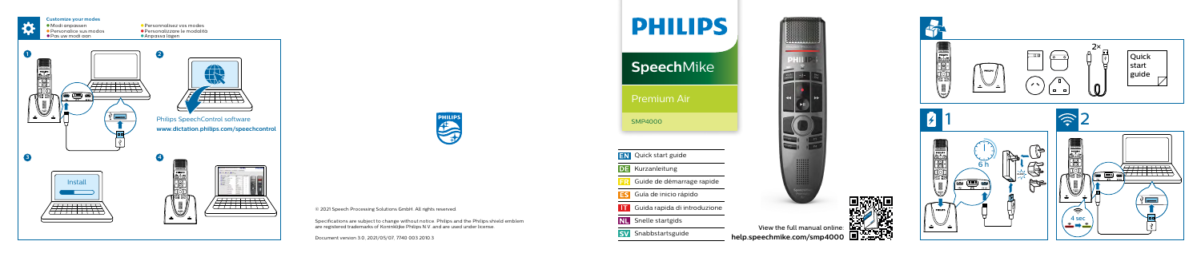## Customize your modes

- Modi anpassen
- Personalisez vos modes
- Personalice sus modos
- Personalizzare le modalità
- Pas uw modi aan
- Anpassa lägen

1

2

Philips SpeechControl software

**www.dictation.philips.com/speechcontrol**

3

Install

4

© 2021 Speech Processing Solutions GmbH. All rights reserved.

Specifications are subject to change without notice. Philips and the Philips shield emblem are registered trademarks of Koninklijke Philips N.V. and are used under license.

Document version 3.0, 2021/05/07, 7740 003 2010.3

# PHILIPS

## SpeechMike

### Premium Air

SMP4000

- **EN** Quick start guide
- **DE** Kurzanleitung
- **FR** Guide de démarrage rapide
- **ES** Guía de inicio rápido
- **IT** Guida rapida di introduzione
- **NL** Snelle startgids
- **SV** Snabbstartsguide

View the full manual online
**help.speechmike.com/smp4000**

2×

Quick start guide

1

6 h

2

4 sec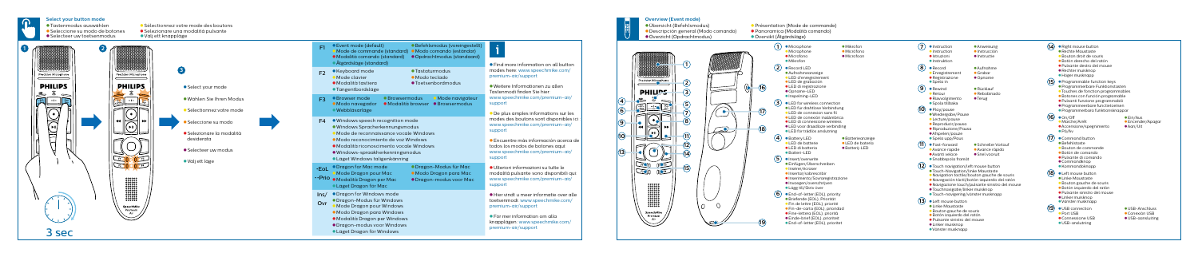## Select your button mode

- Tastenmodus auswählen
- Seleccione su modo de botones
- Selecteer uw toetsenmodus
- Sélectionnez votre mode des boutons
- Selezionare una modalità pulsante
- Välj ett knappläge

1 2

3

- Select your mode
- Wählen Sie Ihren Modus
- Sélectionnez votre mode
- Seleccione su modo
- Selezionare la modalità desiderata
- Selecteer uw modus
- Välj ett läge

3 sec

| | |
|---|---|
| F1 | Event mode (default) • Befehlsmodus (voreingestellt) • Mode de commande (standard) • Modo comando (estándar) • Modalità comando (standard) • Opdrachtmodus (standaard) • Åtgärdsläge (standard) |
| F2 | Keyboard mode • Tastaturmodus • Mode clavier • Modo teclado • Modalità tastiera • Toetsenbordmodus • Tangentbordsläge |
| F3 | Browser mode • Browsermodus • Mode navigateur • Modo navegador • Modalità browser • Browsermodus • Webbläsarläge |
| F4 | Windows speech recognition mode • Windows Spracherkennungsmodus • Mode de reconnaissance vocale Windows • Modo reconocimiento de voz Windows • Modalità riconoscimento vocale Windows • Windows-spraakherkenningsmodus • Läget Windows taligenkänning |
| -EoL -Prio | Dragon for Mac mode • Dragon-Modus für Mac • Mode Dragon pour Mac • Modo Dragon para Mac • Modalità Dragon per Mac • Dragon-modus voor Mac • Laget Dragon for Mac |
| Ins/ Ovr | Dragon for Windows mode • Dragon-Modus für Windows • Mode Dragon pour Windows • Modo Dragon para Windows • Modalità Dragon per Windows • Dragon-modus voor Windows • Laget Dragon for Windows |

i

- Find more information on all button modes here: www.speechmike.com/premium-air/support
- Weitere Informationen zu allen Tastenmodi finden Sie hier: www.speechmike.com/premium-air/support
- De plus amples informations sur les modes des boutons sont disponibles ici: www.speechmike.com/premium-air/support
- Encuentre más información acerca de todos los modos de botones aquí: www.speechmike.com/premium-air/support
- Ulteriori informazioni su tutte le modalità pulsante sono disponibili qui: www.speechmike.com/premium-air/support
- Hier vindt u meer informatie over alle toetsenmodi: www.speechmike.com/premium-air/support
- För mer information om alla knapplägen: www.speechmike.com/premium-air/support

## Overview (Event mode)

- Übersicht (Befehlsmodus)
- Descripción general (Modo comando)
- Overzicht (Opdrachtmodus)
- Présentation (Mode de commande)
- Panoramica (Modalità comando)
- Översikt (Åtgärdsläge)

1. Microphone • Mikrofon • Microphone • Micrófono • Microfono • Microfoon • Mikrofon
2. Record • Aufnahme • Enregistrement • Grabar • Registrazione • Opnemen • Spela in • Aufnahmeanzeige • LED d'enregistrement • LED de grabación • LED di registrazione • Opname-LED • Inspelning-LED
3. LED for wireless connection • LED für drahtlose Verbindung • LED de connexion sans fil • LED de conexión inalámbrica • LED di connessione wireless • LED voor draadloze verbinding • LED for trådlös anslutning
4. Battery LED • Batterieanzeige • LED de batterie • LED de batería • LED di batteria • Battery-LED • Batteri-LED
5. Insert/overwrite • Einfügen/Überschreiben • Insérer/écraser • Insertar/sobrescribir • Inserimento/Sovrascrittura • Invoegen/overschrijven • Lägg till/Skriv över
6. End-of-letter (EOL), priority • Briefende (EOL), Priorität • Fin de lettre (EOL), priorité • Fin-de-carta (EOL), prioridad • Fine-lettera (EOL), priorità • Einde-brief (EOL), prioriteit • End-of-letter (EOL), prioritet
7. Instruction • Anweisung • Instruction • Instrucción • Istruzioni • Instructie • Instruktion
8. Record • Aufnahme • Enregistrement • Grabar • Registrazione • Opnemen • Spela in
9. Rewind • Rücklauf • Retour • Rebobinado • Riavvolgimento • Terug • Spola tillbaka
10. Play/pause • Wiedergabe/Pause • Lecture/pause • Reproducir/pausa • Riproduzione/Pausa • Afspelen/pauze • Spela upp/Paus
11. Fast-forward • Schneller Vorlauf • Avance rapide • Avance rápido • Avanti veloce • Snel vooruit • Snabbspola framåt
12. Touch navigation/left mouse button • Touch-Navigation/linke Maustaste • Navigation tactile/bouton gauche de souris • Navegación táctil/botón izquierdo del ratón • Navigazione touch/pulsante sinistro del mouse • Touchnavigatie/linker muisknop • Touch-navigering/vänster musknapp
13. Left mouse button • Linke Maustaste • Bouton gauche de souris • Botón izquierdo del ratón • Pulsante sinistro del mouse • Linker muisknop • Vänster musknapp
14. Right mouse button • Rechte Maustaste • Bouton droit de souris • Botón derecho del ratón • Pulsante destro del mouse • Rechter muisknop • Höger musknapp
15. Programmable function keys • Programmierbare Funktionstasten • Touches de fonction programmables • Botones con función programable • Pulsanti funzione programmabili • Programmeerbare functietoetsen • Programmerbara funktionsknappar
16. On/Off • Ein/Aus • Marche/Arrêt • Encender/Apagar • Accensione/spegnimento • Aan/Uit • På/Av
17. Command button • Befehlstaste • Bouton de commande • Botón de comando • Pulsante di comando • Commandoknop • Kommandoknapp
18. Left mouse button • Linke Maustaste • Bouton gauche de souris • Botón izquierdo del ratón • Pulsante sinistro del mouse • Linker muisknop • Vänster musknapp
19. USB connection • USB-Anschluss • Port USB • Conexión USB • Connessione USB • USB-aansluiting • USB-anslutning